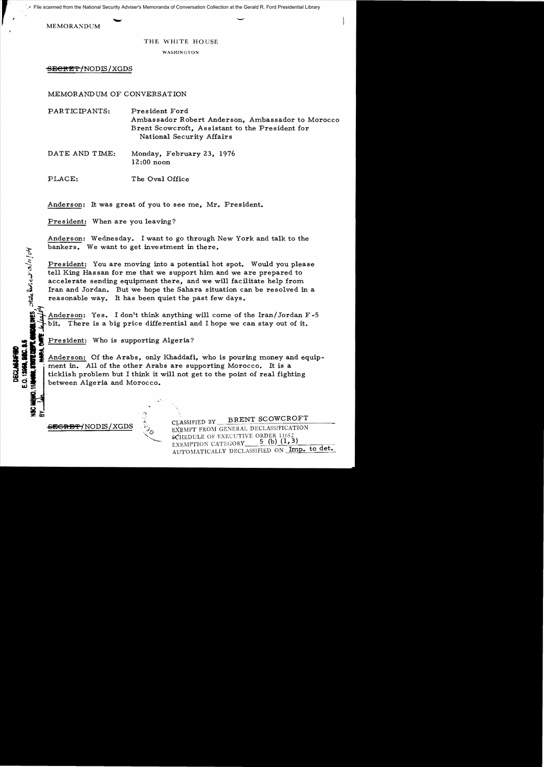File scanned from the National Security Adviser's Memoranda of Conversation Collection at the Gerald R. Ford Presidential Library

MEMORANDUM

THE WHITE HOUSE

WASHINGTON

~~SECRET~~/NODIS/XGDS

MEMORANDUM OF CONVERSATION

PARTICIPANTS: President Ford
Ambassador Robert Anderson, Ambassador to Morocco
Brent Scowcroft, Assistant to the President for National Security Affairs

DATE AND TIME: Monday, February 23, 1976
12:00 noon

PLACE: The Oval Office

Anderson: It was great of you to see me, Mr. President.

President: When are you leaving?

Anderson: Wednesday. I want to go through New York and talk to the bankers. We want to get investment in there.

President: You are moving into a potential hot spot. Would you please tell King Hassan for me that we support him and we are prepared to accelerate sending equipment there, and we will facilitate help from Iran and Jordan. But we hope the Sahara situation can be resolved in a reasonable way. It has been quiet the past few days.

Anderson: Yes. I don't think anything will come of the Iran/Jordan F-5 bit. There is a big price differential and I hope we can stay out of it.

President: Who is supporting Algeria?

Anderson: Of the Arabs, only Khaddafi, who is pouring money and equipment in. All of the other Arabs are supporting Morocco. It is a ticklish problem but I think it will not get to the point of real fighting between Algeria and Morocco.

DECLASSIFIED
E.O. 12958, SEC. 3.5
NSC MEMO, 11/24/98, STATE DEPT. GUIDELINES, State Review 3/11/04
BY ___ NARA, DATE 6/10/04

~~SECRET~~/NODIS/XGDS

CLASSIFIED BY BRENT SCOWCROFT
EXEMPT FROM GENERAL DECLASSIFICATION
SCHEDULE OF EXECUTIVE ORDER 11652
EXEMPTION CATEGORY 5 (b) (1, 3)
AUTOMATICALLY DECLASSIFIED ON Imp. to det.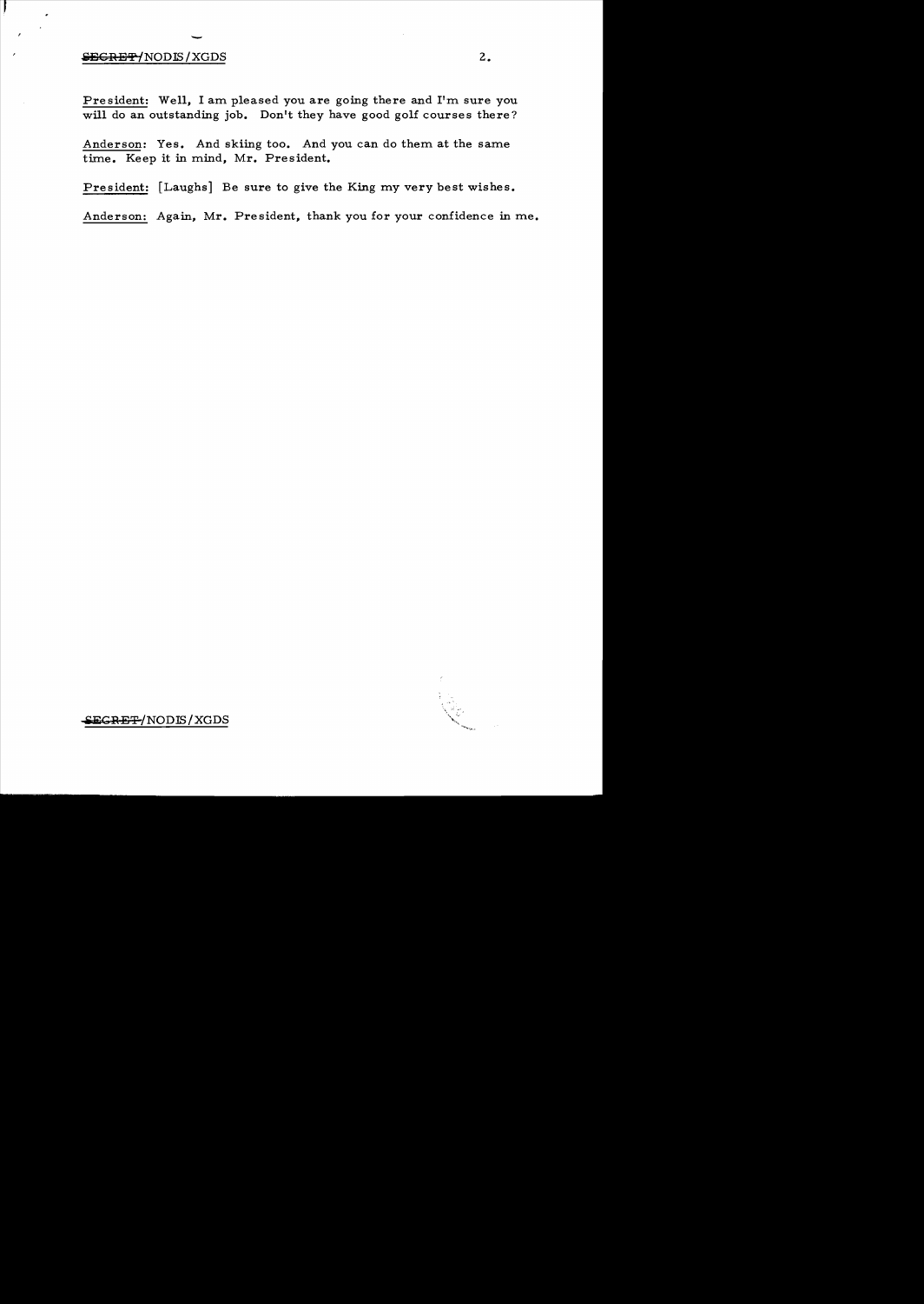President: Well, I am pleased you are going there and I'm sure you will do an outstanding job. Don't they have good golf courses there?

Anderson: Yes. And skiing too. And you can do them at the same time. Keep it in mind, Mr. President.

President: [Laughs] Be sure to give the King my very best wishes.

Anderson: Again, Mr. President, thank you for your confidence in me.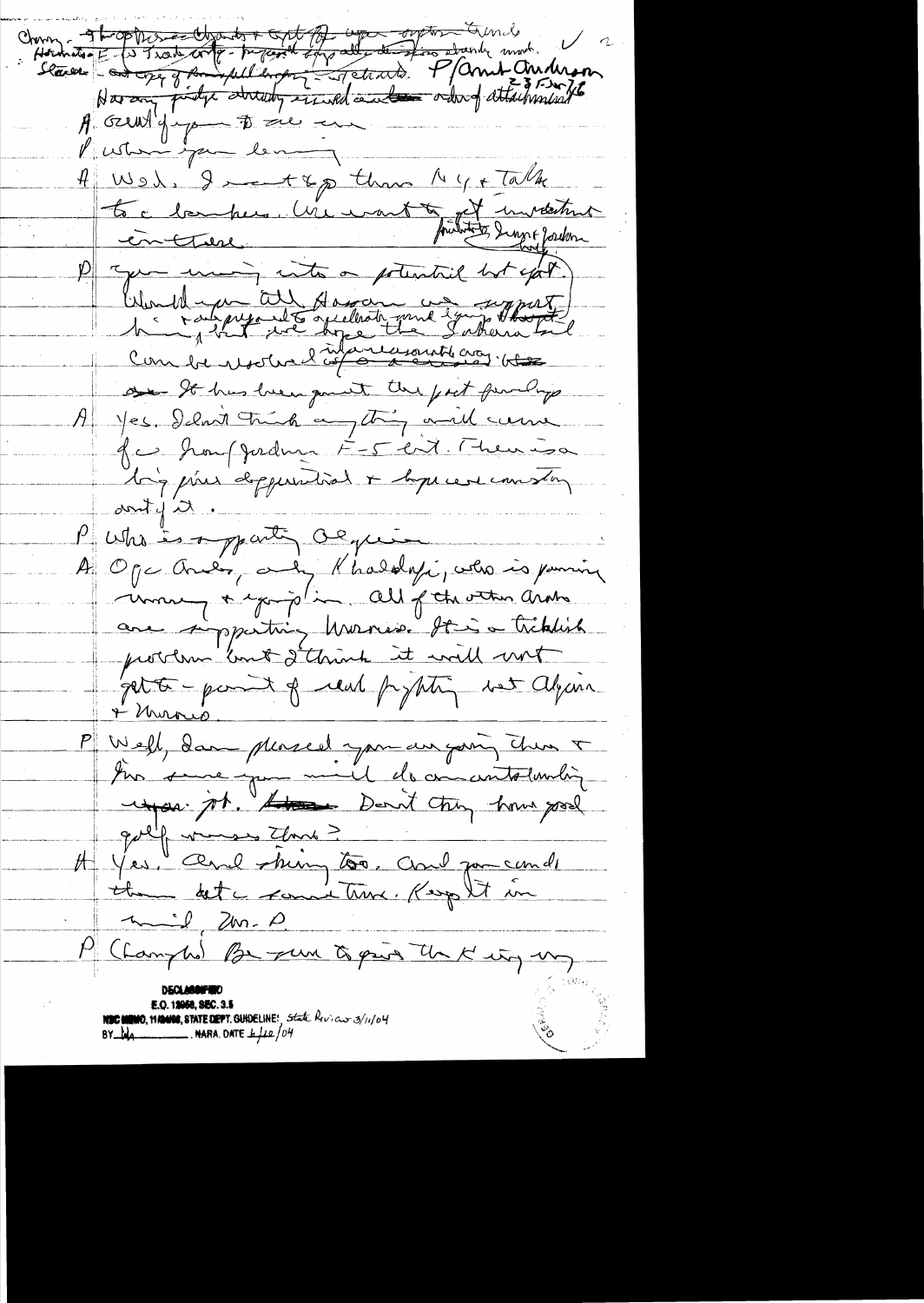Chrmn - ~~Th opp...~~ Hussein E-5 Trade only - ~~hope~~ ... ~~...~~ ... ✓ 2

Slavers - ~~...~~ copy of Ronald ... Alterants. P/Amb Anderson

Has any party ... ~~...~~ ... attachment 2-3 F-5s 1/6

A. Great of you to see me

P When you leaving

A Wed. I want to go thru NY & Talk to c bankers. We want to get investment there. private, Snyrt Jordan

P You moving into a potential hot spot. Would you tell Hassan we support him, ... proposal to ... & hope the Sahara ... can be resolved ~~if~~ in a reasonable way. ~~...~~ ~~so~~ It has been past the past feeling.

A Yes. I don't think anything will come of Iran/Jordan F-5 ... There is a big prince ... & hope ... constant ... of it.

P Who is supporting Algeria

A Only Arabs, only Khaddafi, who is pouring money & equip in. All of the other Arabs are supporting Morocco. It is a ticklish problem but I think it will not get to point of real fighting bet Algeria & Morocco.

P Well, I am pleased you are going there & I'm sure you will do an outstanding ~~...~~ job. ~~...~~ Don't they have good golf courses there?

H Yes. And skiing too. Could you come there at a some time. Keep it in mind, Mr. P.

P (Laughs) Be sure to give the King my

DECLASSIFIED

E.O. 12958, SEC. 3.5

NSC MEMO, 11/24/98, STATE DEPT. GUIDELINES State Review 3/11/04

BY ___ NARA. DATE 6/10/04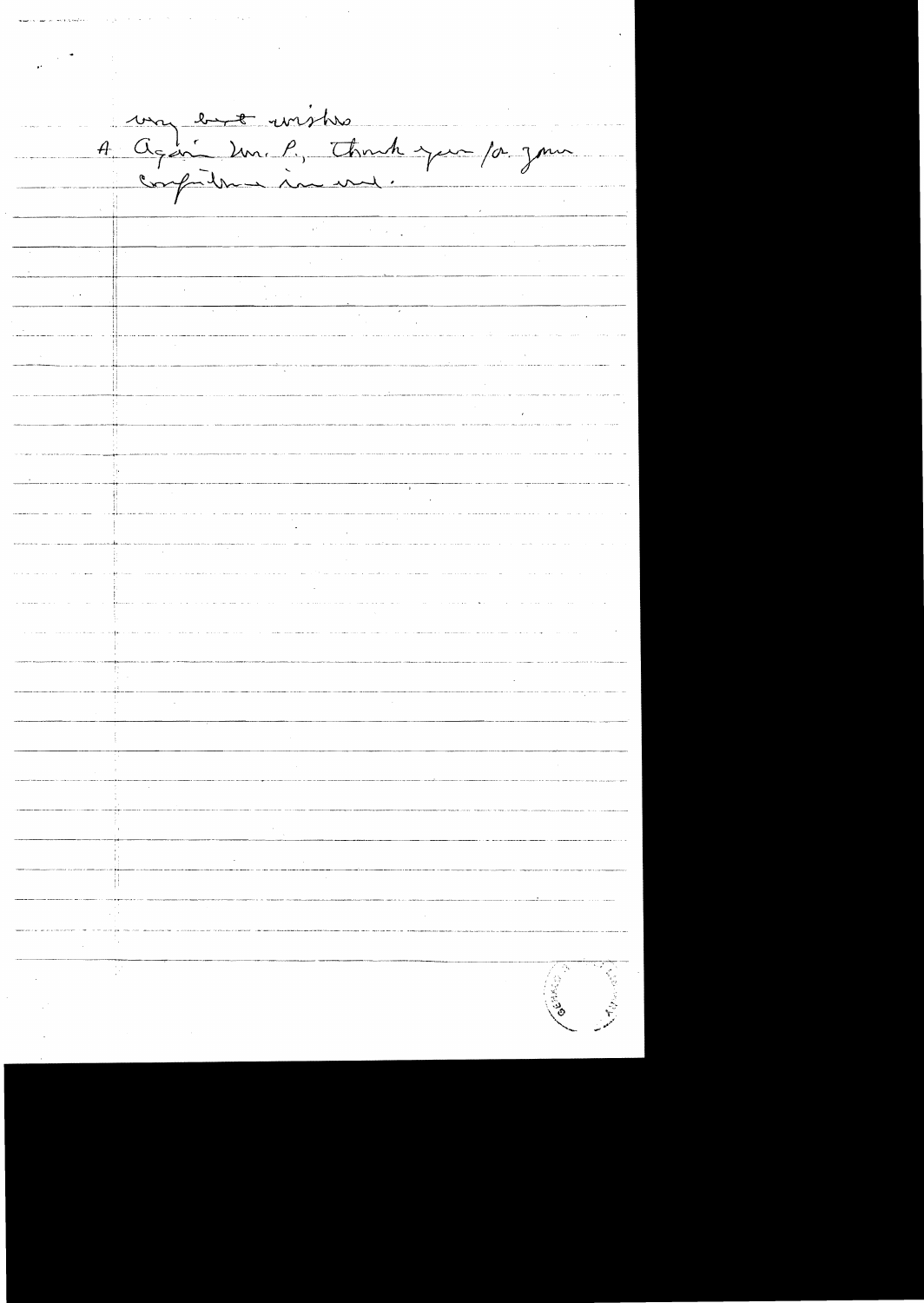very best wishes

A Again Mr. P., Thank you for your confidence in me.